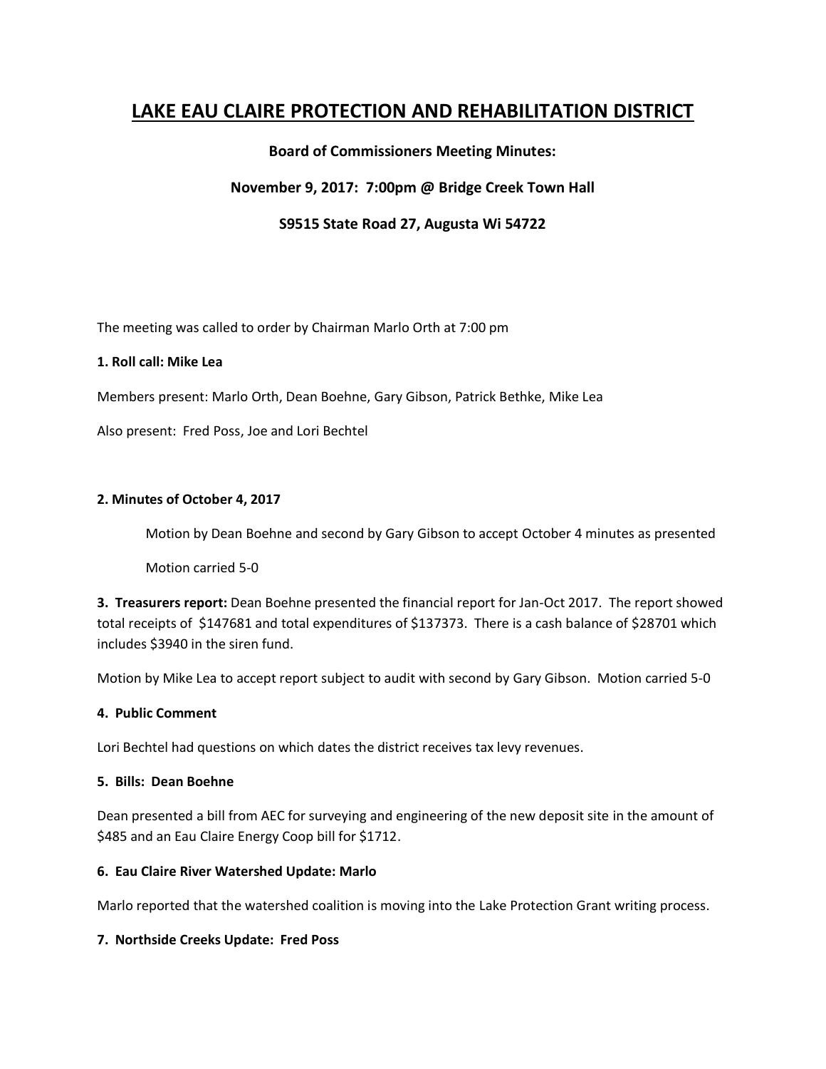# LAKE EAU CLAIRE PROTECTION AND REHABILITATION DISTRICT

**Board of Commissioners Meeting Minutes:**

**November 9, 2017: 7:00pm @ Bridge Creek Town Hall**

**S9515 State Road 27, Augusta Wi 54722**

The meeting was called to order by Chairman Marlo Orth at 7:00 pm

**1. Roll call: Mike Lea**

Members present: Marlo Orth, Dean Boehne, Gary Gibson, Patrick Bethke, Mike Lea

Also present: Fred Poss, Joe and Lori Bechtel

**2. Minutes of October 4, 2017**

Motion by Dean Boehne and second by Gary Gibson to accept October 4 minutes as presented

Motion carried 5-0

**3. Treasurers report:** Dean Boehne presented the financial report for Jan-Oct 2017. The report showed total receipts of $147681 and total expenditures of $137373. There is a cash balance of $28701 which includes $3940 in the siren fund.

Motion by Mike Lea to accept report subject to audit with second by Gary Gibson. Motion carried 5-0

**4. Public Comment**

Lori Bechtel had questions on which dates the district receives tax levy revenues.

**5. Bills: Dean Boehne**

Dean presented a bill from AEC for surveying and engineering of the new deposit site in the amount of $485 and an Eau Claire Energy Coop bill for $1712.

**6. Eau Claire River Watershed Update: Marlo**

Marlo reported that the watershed coalition is moving into the Lake Protection Grant writing process.

**7. Northside Creeks Update: Fred Poss**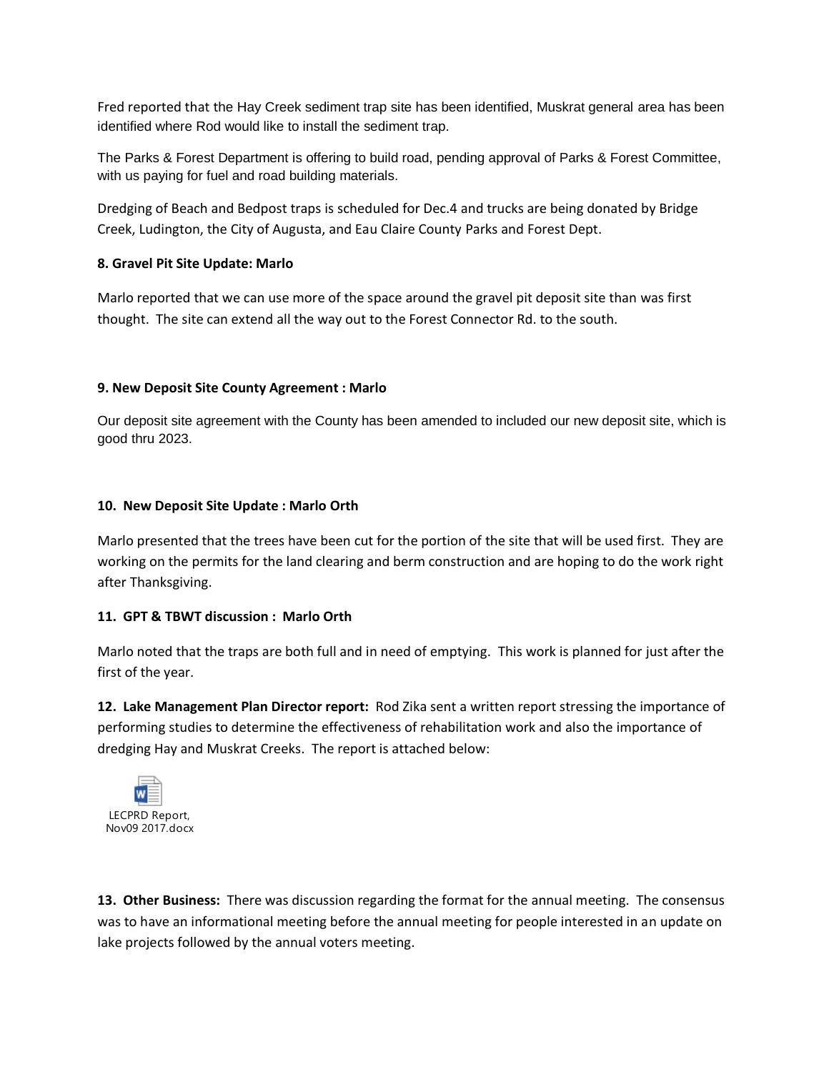Fred reported that the Hay Creek sediment trap site has been identified, Muskrat general area has been identified where Rod would like to install the sediment trap.

The Parks & Forest Department is offering to build road, pending approval of Parks & Forest Committee, with us paying for fuel and road building materials.

Dredging of Beach and Bedpost traps is scheduled for Dec.4 and trucks are being donated by Bridge Creek, Ludington, the City of Augusta, and Eau Claire County Parks and Forest Dept.

**8. Gravel Pit Site Update: Marlo**

Marlo reported that we can use more of the space around the gravel pit deposit site than was first thought. The site can extend all the way out to the Forest Connector Rd. to the south.

**9. New Deposit Site County Agreement : Marlo**

Our deposit site agreement with the County has been amended to included our new deposit site, which is good thru 2023.

**10. New Deposit Site Update : Marlo Orth**

Marlo presented that the trees have been cut for the portion of the site that will be used first. They are working on the permits for the land clearing and berm construction and are hoping to do the work right after Thanksgiving.

**11. GPT & TBWT discussion : Marlo Orth**

Marlo noted that the traps are both full and in need of emptying. This work is planned for just after the first of the year.

**12. Lake Management Plan Director report:** Rod Zika sent a written report stressing the importance of performing studies to determine the effectiveness of rehabilitation work and also the importance of dredging Hay and Muskrat Creeks. The report is attached below:

LECPRD Report, Nov09 2017.docx

**13. Other Business:** There was discussion regarding the format for the annual meeting. The consensus was to have an informational meeting before the annual meeting for people interested in an update on lake projects followed by the annual voters meeting.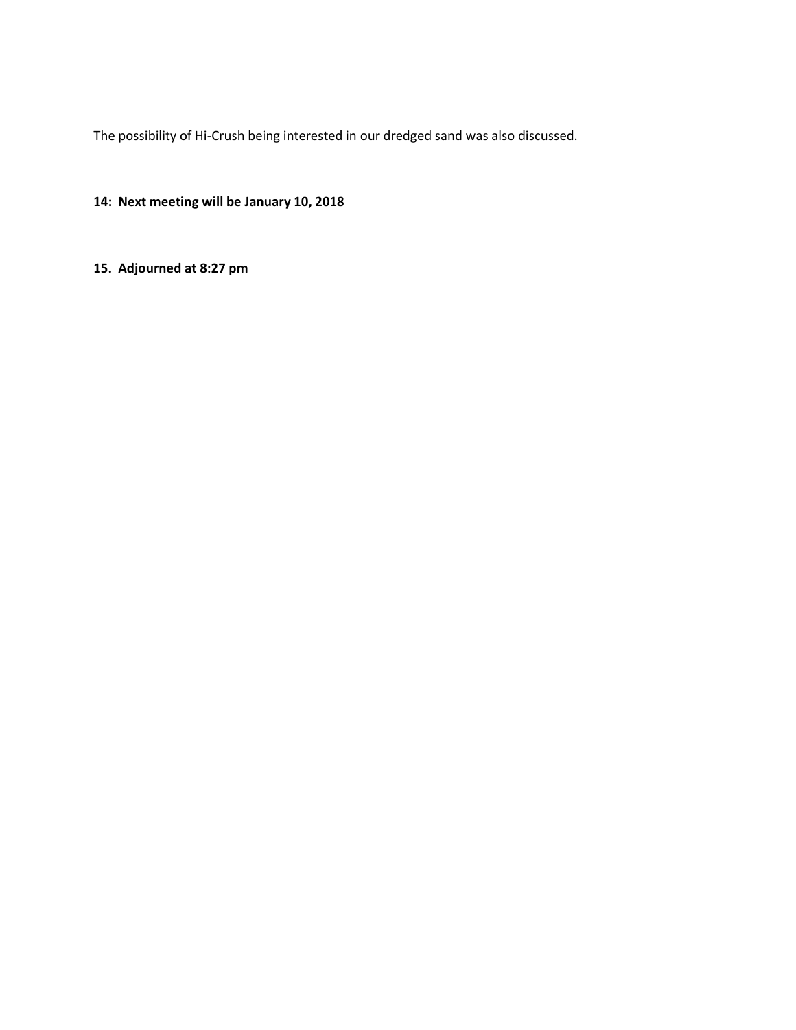The possibility of Hi-Crush being interested in our dredged sand was also discussed.

**14: Next meeting will be January 10, 2018**

**15. Adjourned at 8:27 pm**